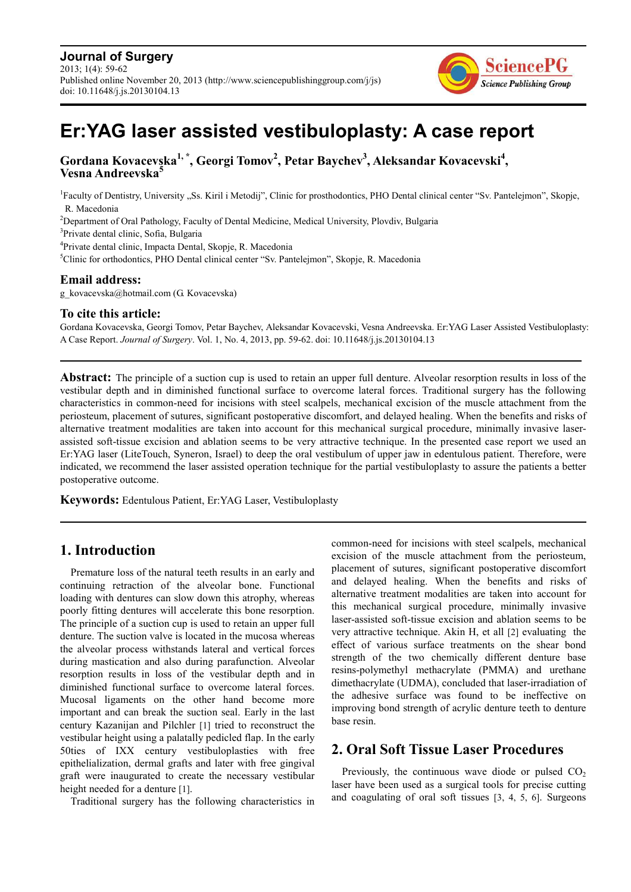**Journal of Surgery**
2013; 1(4): 59-62
Published online November 20, 2013 (http://www.sciencepublishinggroup.com/j/js)
doi: 10.11648/j.js.20130104.13

# Er:YAG laser assisted vestibuloplasty: A case report

**Gordana Kovacevska[1,*], Georgi Tomov[2], Petar Baychev[3], Aleksandar Kovacevski[4], Vesna Andreevska[5]**

[1]Faculty of Dentistry, University „Ss. Kiril i Metodij", Clinic for prosthodontics, PHO Dental clinical center "Sv. Pantelejmon", Skopje, R. Macedonia
[2]Department of Oral Pathology, Faculty of Dental Medicine, Medical University, Plovdiv, Bulgaria
[3]Private dental clinic, Sofia, Bulgaria
[4]Private dental clinic, Impacta Dental, Skopje, R. Macedonia
[5]Clinic for orthodontics, PHO Dental clinical center "Sv. Pantelejmon", Skopje, R. Macedonia

## Email address:

g_kovacevska@hotmail.com (G. Kovacevska)

## To cite this article:

Gordana Kovacevska, Georgi Tomov, Petar Baychev, Aleksandar Kovacevski, Vesna Andreevska. Er:YAG Laser Assisted Vestibuloplasty: A Case Report. *Journal of Surgery*. Vol. 1, No. 4, 2013, pp. 59-62. doi: 10.11648/j.js.20130104.13

---

**Abstract:** The principle of a suction cup is used to retain an upper full denture. Alveolar resorption results in loss of the vestibular depth and in diminished functional surface to overcome lateral forces. Traditional surgery has the following characteristics in common-need for incisions with steel scalpels, mechanical excision of the muscle attachment from the periosteum, placement of sutures, significant postoperative discomfort, and delayed healing. When the benefits and risks of alternative treatment modalities are taken into account for this mechanical surgical procedure, minimally invasive laser-assisted soft-tissue excision and ablation seems to be very attractive technique. In the presented case report we used an Er:YAG laser (LiteTouch, Syneron, Israel) to deep the oral vestibulum of upper jaw in edentulous patient. Therefore, were indicated, we recommend the laser assisted operation technique for the partial vestibuloplasty to assure the patients a better postoperative outcome.

**Keywords:** Edentulous Patient, Er:YAG Laser, Vestibuloplasty

---

## 1. Introduction

Premature loss of the natural teeth results in an early and continuing retraction of the alveolar bone. Functional loading with dentures can slow down this atrophy, whereas poorly fitting dentures will accelerate this bone resorption. The principle of a suction cup is used to retain an upper full denture. The suction valve is located in the mucosa whereas the alveolar process withstands lateral and vertical forces during mastication and also during parafunction. Alveolar resorption results in loss of the vestibular depth and in diminished functional surface to overcome lateral forces. Mucosal ligaments on the other hand become more important and can break the suction seal. Early in the last century Kazanijan and Pilchler [1] tried to reconstruct the vestibular height using a palatally pedicled flap. In the early 50ties of IXX century vestibuloplasties with free epithelialization, dermal grafts and later with free gingival graft were inaugurated to create the necessary vestibular height needed for a denture [1].

Traditional surgery has the following characteristics in common-need for incisions with steel scalpels, mechanical excision of the muscle attachment from the periosteum, placement of sutures, significant postoperative discomfort and delayed healing. When the benefits and risks of alternative treatment modalities are taken into account for this mechanical surgical procedure, minimally invasive laser-assisted soft-tissue excision and ablation seems to be very attractive technique. Akin H, et all [2] evaluating the effect of various surface treatments on the shear bond strength of the two chemically different denture base resins-polymethyl methacrylate (PMMA) and urethane dimethacrylate (UDMA), concluded that laser-irradiation of the adhesive surface was found to be ineffective on improving bond strength of acrylic denture teeth to denture base resin.

## 2. Oral Soft Tissue Laser Procedures

Previously, the continuous wave diode or pulsed $CO_2$ laser have been used as a surgical tools for precise cutting and coagulating of oral soft tissues [3, 4, 5, 6]. Surgeons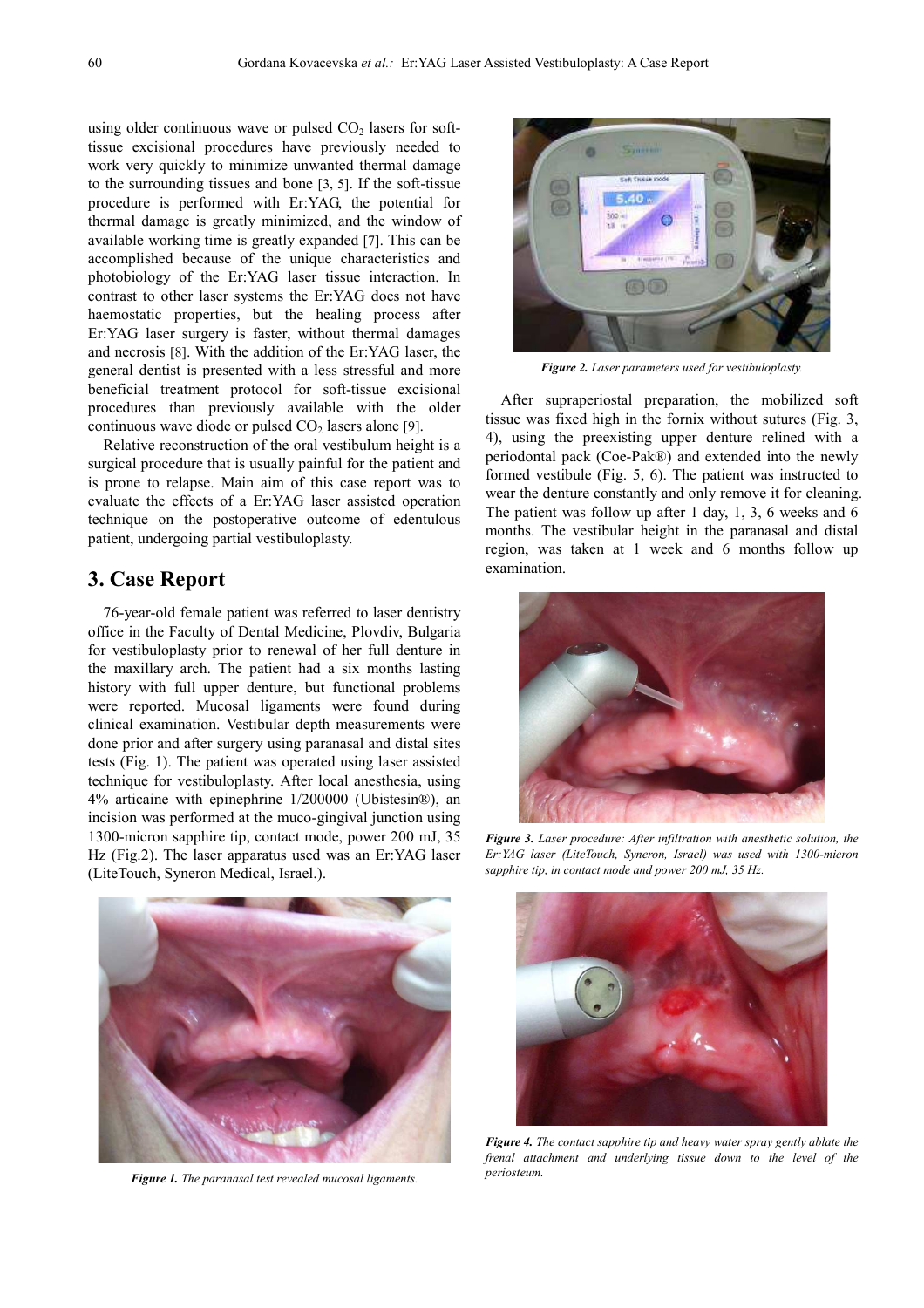using older continuous wave or pulsed $CO_2$ lasers for soft-tissue excisional procedures have previously needed to work very quickly to minimize unwanted thermal damage to the surrounding tissues and bone [3, 5]. If the soft-tissue procedure is performed with Er:YAG, the potential for thermal damage is greatly minimized, and the window of available working time is greatly expanded [7]. This can be accomplished because of the unique characteristics and photobiology of the Er:YAG laser tissue interaction. In contrast to other laser systems the Er:YAG does not have haemostatic properties, but the healing process after Er:YAG laser surgery is faster, without thermal damages and necrosis [8]. With the addition of the Er:YAG laser, the general dentist is presented with a less stressful and more beneficial treatment protocol for soft-tissue excisional procedures than previously available with the older continuous wave diode or pulsed $CO_2$ lasers alone [9].

Relative reconstruction of the oral vestibulum height is a surgical procedure that is usually painful for the patient and is prone to relapse. Main aim of this case report was to evaluate the effects of a Er:YAG laser assisted operation technique on the postoperative outcome of edentulous patient, undergoing partial vestibuloplasty.

## 3. Case Report

76-year-old female patient was referred to laser dentistry office in the Faculty of Dental Medicine, Plovdiv, Bulgaria for vestibuloplasty prior to renewal of her full denture in the maxillary arch. The patient had a six months lasting history with full upper denture, but functional problems were reported. Mucosal ligaments were found during clinical examination. Vestibular depth measurements were done prior and after surgery using paranasal and distal sites tests (Fig. 1). The patient was operated using laser assisted technique for vestibuloplasty. After local anesthesia, using 4% articaine with epinephrine 1/200000 (Ubistesin®), an incision was performed at the muco-gingival junction using 1300-micron sapphire tip, contact mode, power 200 mJ, 35 Hz (Fig.2). The laser apparatus used was an Er:YAG laser (LiteTouch, Syneron Medical, Israel.).

***Figure 1.*** *The paranasal test revealed mucosal ligaments.*

***Figure 2.*** *Laser parameters used for vestibuloplasty.*

After supraperiostal preparation, the mobilized soft tissue was fixed high in the fornix without sutures (Fig. 3, 4), using the preexisting upper denture relined with a periodontal pack (Coe-Pak®) and extended into the newly formed vestibule (Fig. 5, 6). The patient was instructed to wear the denture constantly and only remove it for cleaning. The patient was follow up after 1 day, 1, 3, 6 weeks and 6 months. The vestibular height in the paranasal and distal region, was taken at 1 week and 6 months follow up examination.

***Figure 3.*** *Laser procedure: After infiltration with anesthetic solution, the Er:YAG laser (LiteTouch, Syneron, Israel) was used with 1300-micron sapphire tip, in contact mode and power 200 mJ, 35 Hz.*

***Figure 4.*** *The contact sapphire tip and heavy water spray gently ablate the frenal attachment and underlying tissue down to the level of the periosteum.*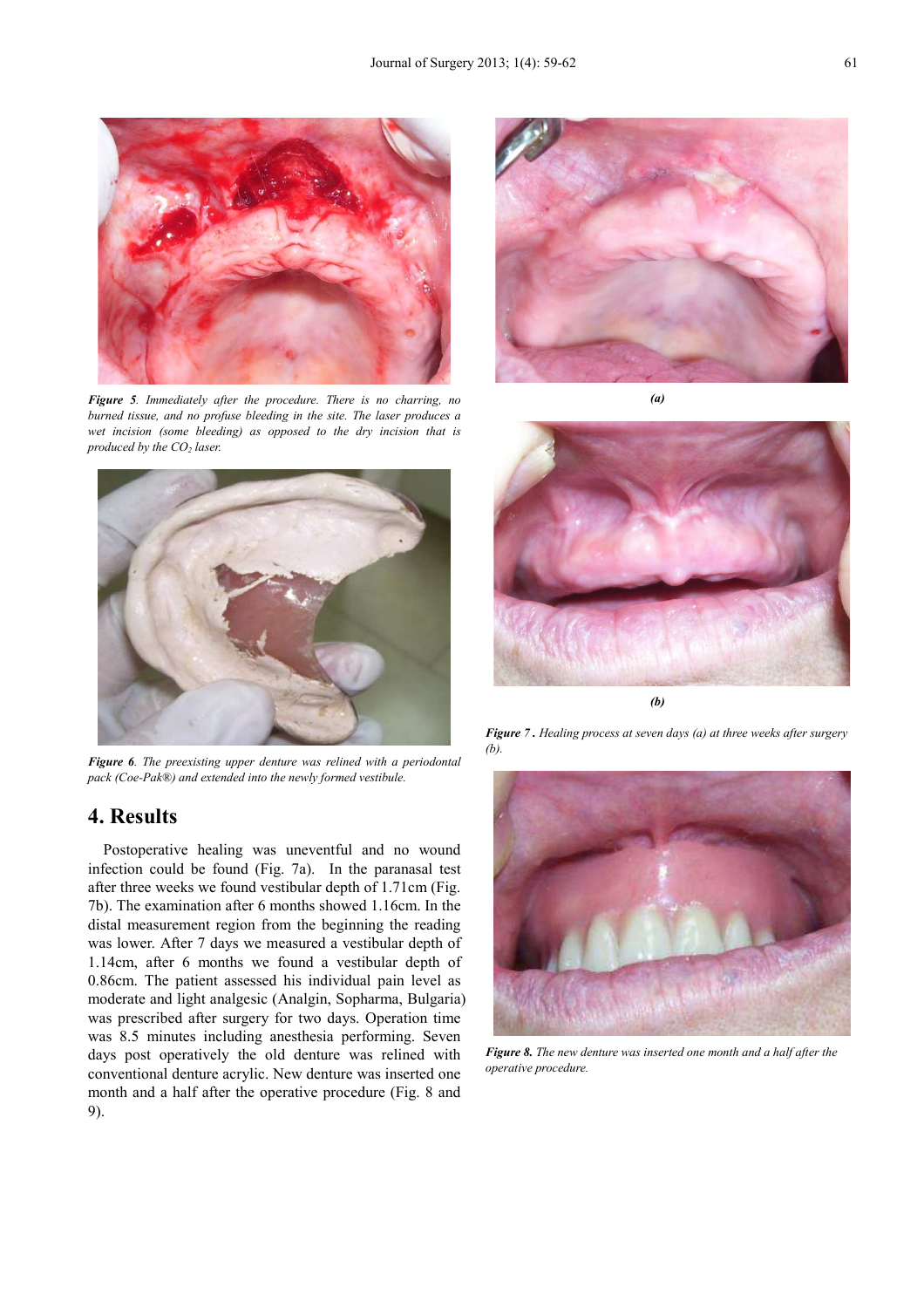*Figure 5. Immediately after the procedure. There is no charring, no burned tissue, and no profuse bleeding in the site. The laser produces a wet incision (some bleeding) as opposed to the dry incision that is produced by the $CO_2$ laser.*

*Figure 6. The preexisting upper denture was relined with a periodontal pack (Coe-Pak®) and extended into the newly formed vestibule.*

## 4. Results

Postoperative healing was uneventful and no wound infection could be found (Fig. 7a). In the paranasal test after three weeks we found vestibular depth of 1.71cm (Fig. 7b). The examination after 6 months showed 1.16cm. In the distal measurement region from the beginning the reading was lower. After 7 days we measured a vestibular depth of 1.14cm, after 6 months we found a vestibular depth of 0.86cm. The patient assessed his individual pain level as moderate and light analgesic (Analgin, Sopharma, Bulgaria) was prescribed after surgery for two days. Operation time was 8.5 minutes including anesthesia performing. Seven days post operatively the old denture was relined with conventional denture acrylic. New denture was inserted one month and a half after the operative procedure (Fig. 8 and 9).

*(a)*

*(b)*

*Figure 7. Healing process at seven days (a) at three weeks after surgery (b).*

*Figure 8. The new denture was inserted one month and a half after the operative procedure.*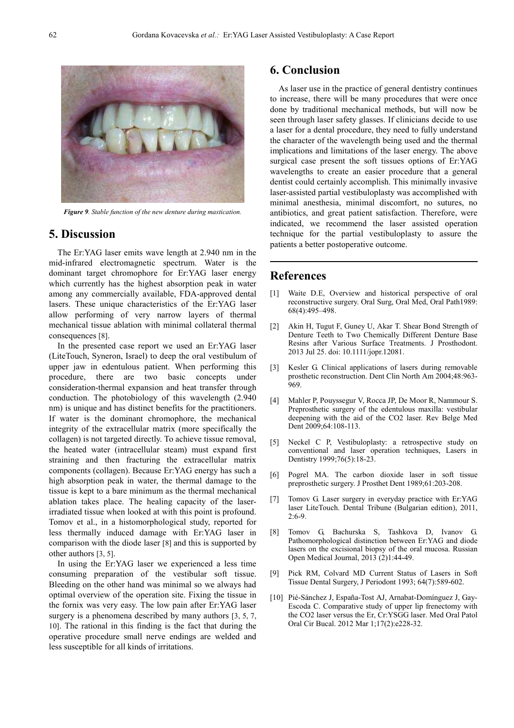*Figure 9. Stable function of the new denture during mastication.*

## 5. Discussion

The Er:YAG laser emits wave length at 2.940 nm in the mid-infrared electromagnetic spectrum. Water is the dominant target chromophore for Er:YAG laser energy which currently has the highest absorption peak in water among any commercially available, FDA-approved dental lasers. These unique characteristics of the Er:YAG laser allow performing of very narrow layers of thermal mechanical tissue ablation with minimal collateral thermal consequences [8].

In the presented case report we used an Er:YAG laser (LiteTouch, Syneron, Israel) to deep the oral vestibulum of upper jaw in edentulous patient. When performing this procedure, there are two basic concepts under consideration-thermal expansion and heat transfer through conduction. The photobiology of this wavelength (2.940 nm) is unique and has distinct benefits for the practitioners. If water is the dominant chromophore, the mechanical integrity of the extracellular matrix (more specifically the collagen) is not targeted directly. To achieve tissue removal, the heated water (intracellular steam) must expand first straining and then fracturing the extracellular matrix components (collagen). Because Er:YAG energy has such a high absorption peak in water, the thermal damage to the tissue is kept to a bare minimum as the thermal mechanical ablation takes place. The healing capacity of the laser-irradiated tissue when looked at with this point is profound. Tomov et al., in a histomorphological study, reported for less thermally induced damage with Er:YAG laser in comparison with the diode laser [8] and this is supported by other authors [3, 5].

In using the Er:YAG laser we experienced a less time consuming preparation of the vestibular soft tissue. Bleeding on the other hand was minimal so we always had optimal overview of the operation site. Fixing the tissue in the fornix was very easy. The low pain after Er:YAG laser surgery is a phenomena described by many authors [3, 5, 7, 10]. The rational in this finding is the fact that during the operative procedure small nerve endings are welded and less susceptible for all kinds of irritations.

## 6. Conclusion

As laser use in the practice of general dentistry continues to increase, there will be many procedures that were once done by traditional mechanical methods, but will now be seen through laser safety glasses. If clinicians decide to use a laser for a dental procedure, they need to fully understand the character of the wavelength being used and the thermal implications and limitations of the laser energy. The above surgical case present the soft tissues options of Er:YAG wavelengths to create an easier procedure that a general dentist could certainly accomplish. This minimally invasive laser-assisted partial vestibuloplasty was accomplished with minimal anesthesia, minimal discomfort, no sutures, no antibiotics, and great patient satisfaction. Therefore, were indicated, we recommend the laser assisted operation technique for the partial vestibuloplasty to assure the patients a better postoperative outcome.

## References

[1] Waite D.E, Overview and historical perspective of oral reconstructive surgery. Oral Surg, Oral Med, Oral Path1989: 68(4):495–498.

[2] Akin H, Tugut F, Guney U, Akar T. Shear Bond Strength of Denture Teeth to Two Chemically Different Denture Base Resins after Various Surface Treatments. J Prosthodont. 2013 Jul 25. doi: 10.1111/jopr.12081.

[3] Kesler G. Clinical applications of lasers during removable prosthetic reconstruction. Dent Clin North Am 2004;48:963-969.

[4] Mahler P, Pouyssegur V, Rocca JP, De Moor R, Nammour S. Preprosthetic surgery of the edentulous maxilla: vestibular deepening with the aid of the CO2 laser. Rev Belge Med Dent 2009;64:108-113.

[5] Neckel C P, Vestibuloplasty: a retrospective study on conventional and laser operation techniques, Lasers in Dentistry 1999;76(5):18-23.

[6] Pogrel MA. The carbon dioxide laser in soft tissue preprosthetic surgery. J Prosthet Dent 1989;61:203-208.

[7] Tomov G. Laser surgery in everyday practice with Er:YAG laser LiteTouch. Dental Tribune (Bulgarian edition), 2011, 2:6-9.

[8] Tomov G, Bachurska S, Tashkova D, Ivanov G. Pathomorphological distinction between Er:YAG and diode lasers on the excisional biopsy of the oral mucosa. Russian Open Medical Journal, 2013 (2)1:44-49.

[9] Pick RM, Colvard MD Current Status of Lasers in Soft Tissue Dental Surgery, J Periodont 1993; 64(7):589-602.

[10] Pié-Sánchez J, España-Tost AJ, Arnabat-Domínguez J, Gay-Escoda C. Comparative study of upper lip frenectomy with the CO2 laser versus the Er, Cr:YSGG laser. Med Oral Patol Oral Cir Bucal. 2012 Mar 1;17(2):e228-32.